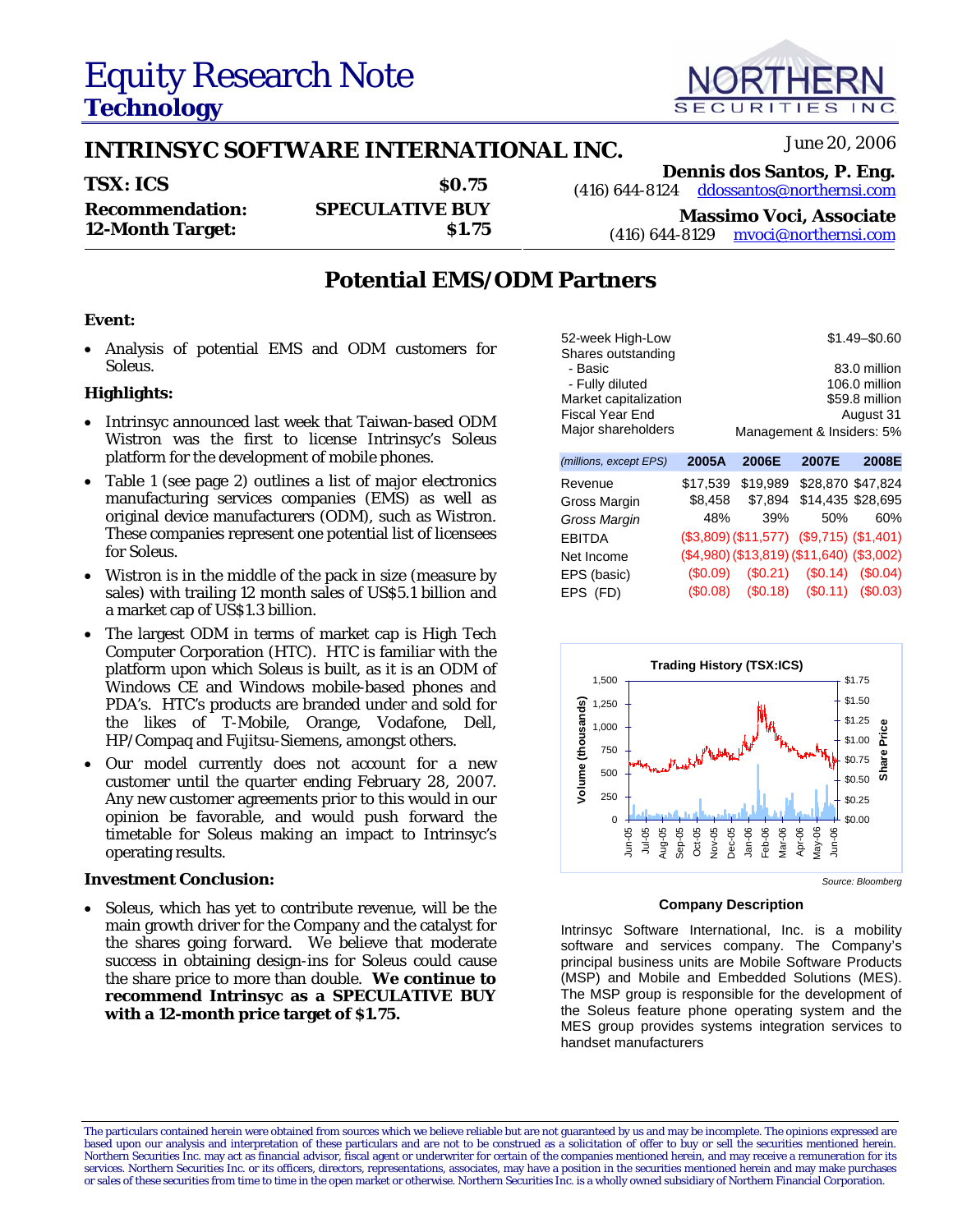# Equity Research Note
## Technology

NORTHERN SECURITIES INC.

## INTRINSYC SOFTWARE INTERNATIONAL INC.

June 20, 2006

| | |
|---|---|
| **TSX: ICS** | **$0.75** |
| **Recommendation:** | **SPECULATIVE BUY** |
| **12-Month Target:** | **$1.75** |

**Dennis dos Santos, P. Eng.**
(416) 644-8124 ddossantos@northernsi.com

**Massimo Voci, Associate**
(416) 644-8129 mvoci@northernsi.com

## Potential EMS/ODM Partners

**Event:**

- Analysis of potential EMS and ODM customers for Soleus.

**Highlights:**

- Intrinsyc announced last week that Taiwan-based ODM Wistron was the first to license Intrinsyc's Soleus platform for the development of mobile phones.
- Table 1 (see page 2) outlines a list of major electronics manufacturing services companies (EMS) as well as original device manufacturers (ODM), such as Wistron. These companies represent one potential list of licensees for Soleus.
- Wistron is in the middle of the pack in size (measure by sales) with trailing 12 month sales of US$5.1 billion and a market cap of US$1.3 billion.
- The largest ODM in terms of market cap is High Tech Computer Corporation (HTC). HTC is familiar with the platform upon which Soleus is built, as it is an ODM of Windows CE and Windows mobile-based phones and PDA's. HTC's products are branded under and sold for the likes of T-Mobile, Orange, Vodafone, Dell, HP/Compaq and Fujitsu-Siemens, amongst others.
- Our model currently does not account for a new customer until the quarter ending February 28, 2007. Any new customer agreements prior to this would in our opinion be favorable, and would push forward the timetable for Soleus making an impact to Intrinsyc's operating results.

**Investment Conclusion:**

- Soleus, which has yet to contribute revenue, will be the main growth driver for the Company and the catalyst for the shares going forward. We believe that moderate success in obtaining design-ins for Soleus could cause the share price to more than double. **We continue to recommend Intrinsyc as a SPECULATIVE BUY with a 12-month price target of $1.75.**

| | |
|---|---|
| 52-week High-Low | $1.49–$0.60 |
| Shares outstanding | |
| - Basic | 83.0 million |
| - Fully diluted | 106.0 million |
| Market capitalization | $59.8 million |
| Fiscal Year End | August 31 |
| Major shareholders | Management & Insiders: 5% |

| *(millions, except EPS)* | 2005A | 2006E | 2007E | 2008E |
|---|---|---|---|---|
| Revenue | $17,539 | $19,989 | $28,870 | $47,824 |
| Gross Margin | $8,458 | $7,894 | $14,435 | $28,695 |
| *Gross Margin* | 48% | 39% | 50% | 60% |
| EBITDA | ($3,809) | ($11,577) | ($9,715) | ($1,401) |
| Net Income | ($4,980) | ($13,819) | ($11,640) | ($3,002) |
| EPS (basic) | ($0.09) | ($0.21) | ($0.14) | ($0.04) |
| EPS (FD) | ($0.08) | ($0.18) | ($0.11) | ($0.03) |

Trading History (TSX:ICS)

Source: Bloomberg

**Company Description**

Intrinsyc Software International, Inc. is a mobility software and services company. The Company's principal business units are Mobile Software Products (MSP) and Mobile and Embedded Solutions (MES). The MSP group is responsible for the development of the Soleus feature phone operating system and the MES group provides systems integration services to handset manufacturers

The particulars contained herein were obtained from sources which we believe reliable but are not guaranteed by us and may be incomplete. The opinions expressed are based upon our analysis and interpretation of these particulars and are not to be construed as a solicitation of offer to buy or sell the securities mentioned herein. Northern Securities Inc. may act as financial advisor, fiscal agent or underwriter for certain of the companies mentioned herein, and may receive a remuneration for its services. Northern Securities Inc. or its officers, directors, representations, associates, may have a position in the securities mentioned herein and may make purchases or sales of these securities from time to time in the open market or otherwise. Northern Securities Inc. is a wholly owned subsidiary of Northern Financial Corporation.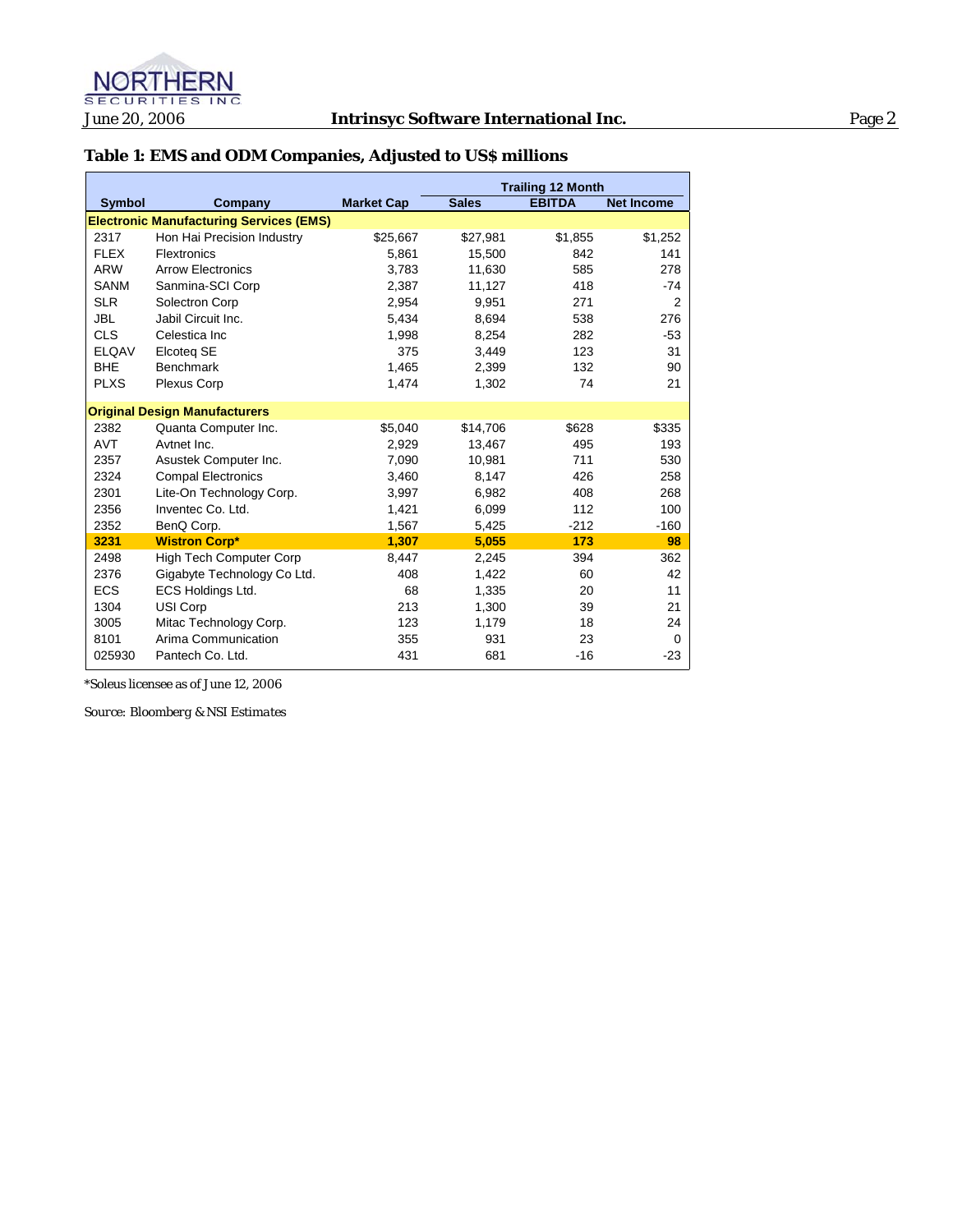### Table 1: EMS and ODM Companies, Adjusted to US$ millions

| Symbol | Company | Market Cap | Trailing 12 Month | | |
|---|---|---|---|---|---|
| | | | Sales | EBITDA | Net Income |
| **Electronic Manufacturing Services (EMS)** | | | | | |
| 2317 | Hon Hai Precision Industry | $25,667 | $27,981 | $1,855 | $1,252 |
| FLEX | Flextronics | 5,861 | 15,500 | 842 | 141 |
| ARW | Arrow Electronics | 3,783 | 11,630 | 585 | 278 |
| SANM | Sanmina-SCI Corp | 2,387 | 11,127 | 418 | -74 |
| SLR | Solectron Corp | 2,954 | 9,951 | 271 | 2 |
| JBL | Jabil Circuit Inc. | 5,434 | 8,694 | 538 | 276 |
| CLS | Celestica Inc | 1,998 | 8,254 | 282 | -53 |
| ELQAV | Elcoteq SE | 375 | 3,449 | 123 | 31 |
| BHE | Benchmark | 1,465 | 2,399 | 132 | 90 |
| PLXS | Plexus Corp | 1,474 | 1,302 | 74 | 21 |
| **Original Design Manufacturers** | | | | | |
| 2382 | Quanta Computer Inc. | $5,040 | $14,706 | $628 | $335 |
| AVT | Avtnet Inc. | 2,929 | 13,467 | 495 | 193 |
| 2357 | Asustek Computer Inc. | 7,090 | 10,981 | 711 | 530 |
| 2324 | Compal Electronics | 3,460 | 8,147 | 426 | 258 |
| 2301 | Lite-On Technology Corp. | 3,997 | 6,982 | 408 | 268 |
| 2356 | Inventec Co. Ltd. | 1,421 | 6,099 | 112 | 100 |
| 2352 | BenQ Corp. | 1,567 | 5,425 | -212 | -160 |
| **3231** | **Wistron Corp*** | **1,307** | **5,055** | **173** | **98** |
| 2498 | High Tech Computer Corp | 8,447 | 2,245 | 394 | 362 |
| 2376 | Gigabyte Technology Co Ltd. | 408 | 1,422 | 60 | 42 |
| ECS | ECS Holdings Ltd. | 68 | 1,335 | 20 | 11 |
| 1304 | USI Corp | 213 | 1,300 | 39 | 21 |
| 3005 | Mitac Technology Corp. | 123 | 1,179 | 18 | 24 |
| 8101 | Arima Communication | 355 | 931 | 23 | 0 |
| 025930 | Pantech Co. Ltd. | 431 | 681 | -16 | -23 |

*Soleus licensee as of June 12, 2006

*Source: Bloomberg & NSI Estimates*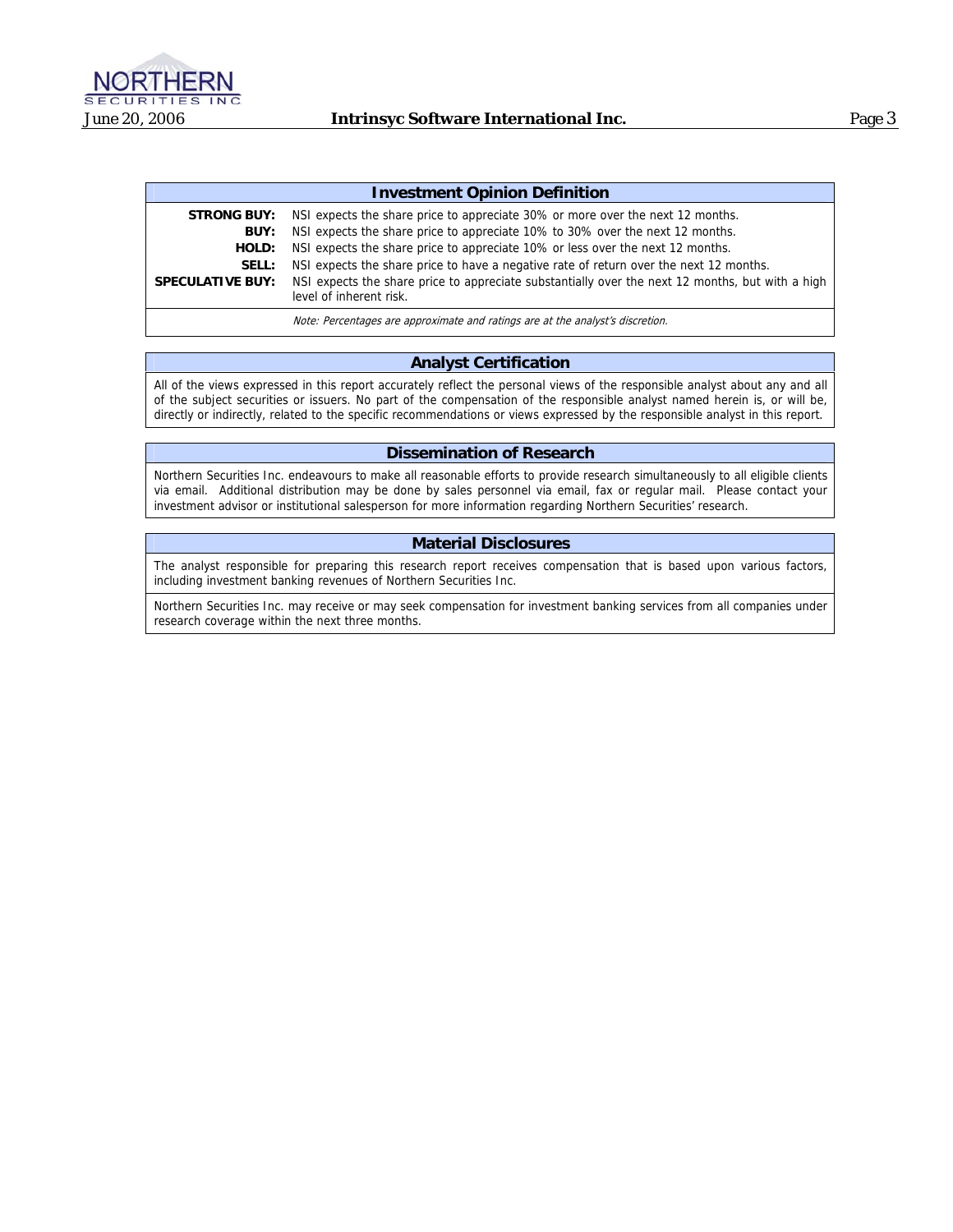## Investment Opinion Definition

| | |
|---|---|
| **STRONG BUY:** | NSI expects the share price to appreciate 30% or more over the next 12 months. |
| **BUY:** | NSI expects the share price to appreciate 10% to 30% over the next 12 months. |
| **HOLD:** | NSI expects the share price to appreciate 10% or less over the next 12 months. |
| **SELL:** | NSI expects the share price to have a negative rate of return over the next 12 months. |
| **SPECULATIVE BUY:** | NSI expects the share price to appreciate substantially over the next 12 months, but with a high level of inherent risk. |

*Note: Percentages are approximate and ratings are at the analyst's discretion.*

## Analyst Certification

All of the views expressed in this report accurately reflect the personal views of the responsible analyst about any and all of the subject securities or issuers. No part of the compensation of the responsible analyst named herein is, or will be, directly or indirectly, related to the specific recommendations or views expressed by the responsible analyst in this report.

## Dissemination of Research

Northern Securities Inc. endeavours to make all reasonable efforts to provide research simultaneously to all eligible clients via email. Additional distribution may be done by sales personnel via email, fax or regular mail. Please contact your investment advisor or institutional salesperson for more information regarding Northern Securities' research.

## Material Disclosures

The analyst responsible for preparing this research report receives compensation that is based upon various factors, including investment banking revenues of Northern Securities Inc.

Northern Securities Inc. may receive or may seek compensation for investment banking services from all companies under research coverage within the next three months.